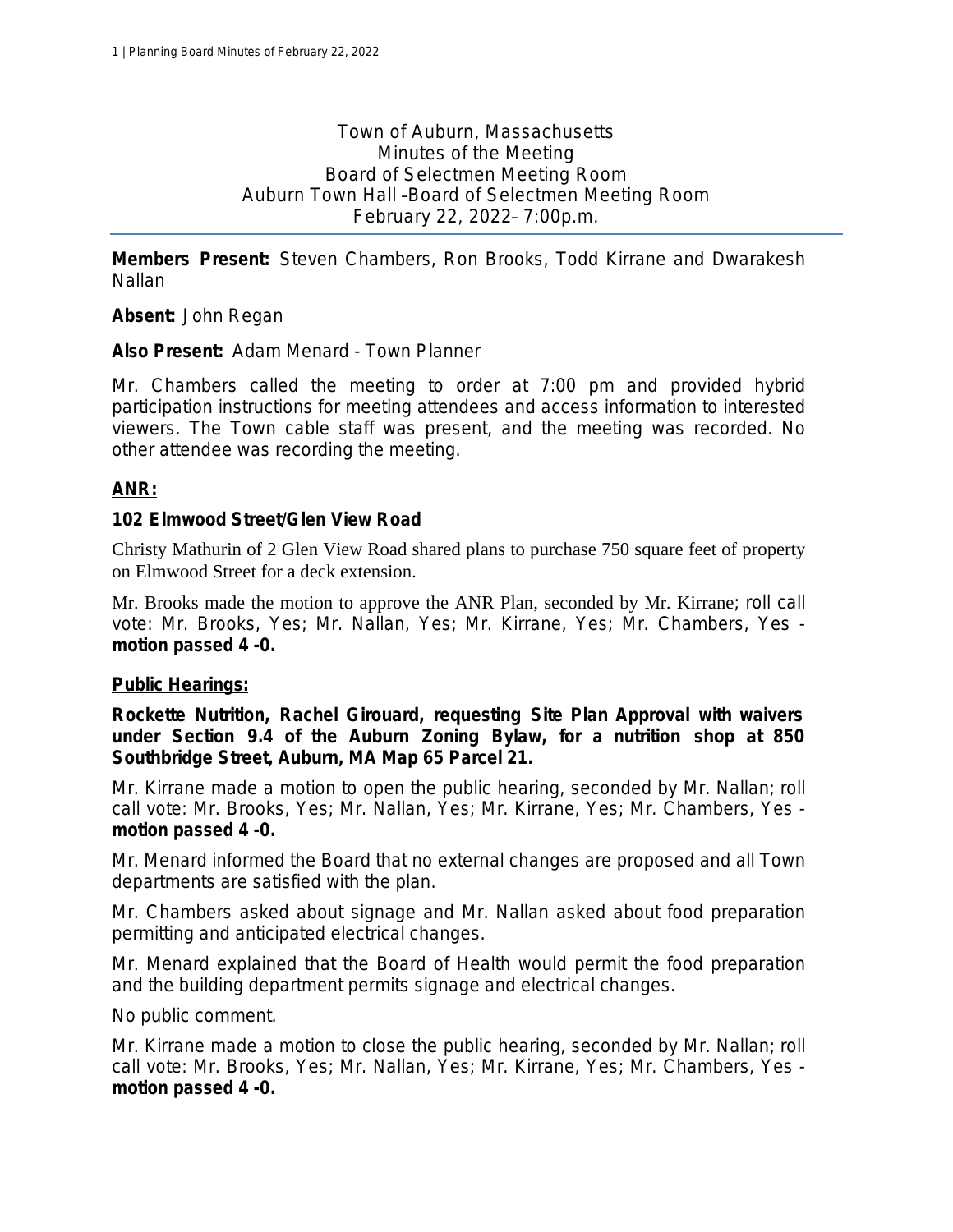Town of Auburn, Massachusetts
Minutes of the Meeting
Board of Selectmen Meeting Room
Auburn Town Hall –Board of Selectmen Meeting Room
February 22, 2022– 7:00p.m.

---

**Members Present:** Steven Chambers, Ron Brooks, Todd Kirrane and Dwarakesh Nallan

**Absent:** John Regan

**Also Present:** Adam Menard - Town Planner

Mr. Chambers called the meeting to order at 7:00 pm and provided hybrid participation instructions for meeting attendees and access information to interested viewers. The Town cable staff was present, and the meeting was recorded. No other attendee was recording the meeting.

## **ANR:**

### 102 Elmwood Street/Glen View Road

Christy Mathurin of 2 Glen View Road shared plans to purchase 750 square feet of property on Elmwood Street for a deck extension.

Mr. Brooks made the motion to approve the ANR Plan, seconded by Mr. Kirrane; roll call vote: Mr. Brooks, Yes; Mr. Nallan, Yes; Mr. Kirrane, Yes; Mr. Chambers, Yes - **motion passed 4 -0.**

## **Public Hearings:**

**Rockette Nutrition, Rachel Girouard, requesting Site Plan Approval with waivers under Section 9.4 of the Auburn Zoning Bylaw, for a nutrition shop at 850 Southbridge Street, Auburn, MA Map 65 Parcel 21.**

Mr. Kirrane made a motion to open the public hearing, seconded by Mr. Nallan; roll call vote: Mr. Brooks, Yes; Mr. Nallan, Yes; Mr. Kirrane, Yes; Mr. Chambers, Yes - **motion passed 4 -0.**

Mr. Menard informed the Board that no external changes are proposed and all Town departments are satisfied with the plan.

Mr. Chambers asked about signage and Mr. Nallan asked about food preparation permitting and anticipated electrical changes.

Mr. Menard explained that the Board of Health would permit the food preparation and the building department permits signage and electrical changes.

No public comment.

Mr. Kirrane made a motion to close the public hearing, seconded by Mr. Nallan; roll call vote: Mr. Brooks, Yes; Mr. Nallan, Yes; Mr. Kirrane, Yes; Mr. Chambers, Yes - **motion passed 4 -0.**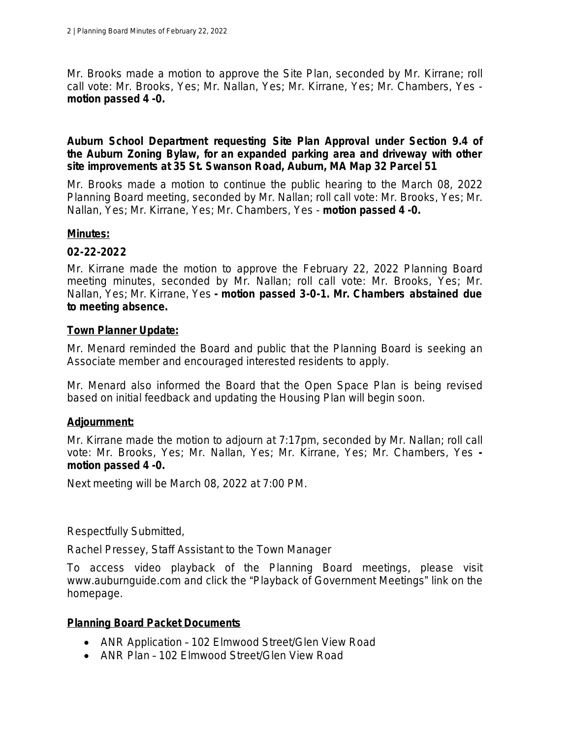Mr. Brooks made a motion to approve the Site Plan, seconded by Mr. Kirrane; roll call vote: Mr. Brooks, Yes; Mr. Nallan, Yes; Mr. Kirrane, Yes; Mr. Chambers, Yes - **motion passed 4 -0.**

**Auburn School Department requesting Site Plan Approval under Section 9.4 of the Auburn Zoning Bylaw, for an expanded parking area and driveway with other site improvements at 35 St. Swanson Road, Auburn, MA Map 32 Parcel 51**

Mr. Brooks made a motion to continue the public hearing to the March 08, 2022 Planning Board meeting, seconded by Mr. Nallan; roll call vote: Mr. Brooks, Yes; Mr. Nallan, Yes; Mr. Kirrane, Yes; Mr. Chambers, Yes - **motion passed 4 -0.**

## Minutes:

### 02-22-2022

Mr. Kirrane made the motion to approve the February 22, 2022 Planning Board meeting minutes, seconded by Mr. Nallan; roll call vote: Mr. Brooks, Yes; Mr. Nallan, Yes; Mr. Kirrane, Yes **- motion passed 3-0-1. Mr. Chambers abstained due to meeting absence.**

## Town Planner Update:

Mr. Menard reminded the Board and public that the Planning Board is seeking an Associate member and encouraged interested residents to apply.

Mr. Menard also informed the Board that the Open Space Plan is being revised based on initial feedback and updating the Housing Plan will begin soon.

## Adjournment:

Mr. Kirrane made the motion to adjourn at 7:17pm, seconded by Mr. Nallan; roll call vote: Mr. Brooks, Yes; Mr. Nallan, Yes; Mr. Kirrane, Yes; Mr. Chambers, Yes **- motion passed 4 -0.**

Next meeting will be March 08, 2022 at 7:00 PM.

Respectfully Submitted,

Rachel Pressey, Staff Assistant to the Town Manager

To access video playback of the Planning Board meetings, please visit www.auburnguide.com and click the "Playback of Government Meetings" link on the homepage.

## Planning Board Packet Documents

- ANR Application – 102 Elmwood Street/Glen View Road
- ANR Plan – 102 Elmwood Street/Glen View Road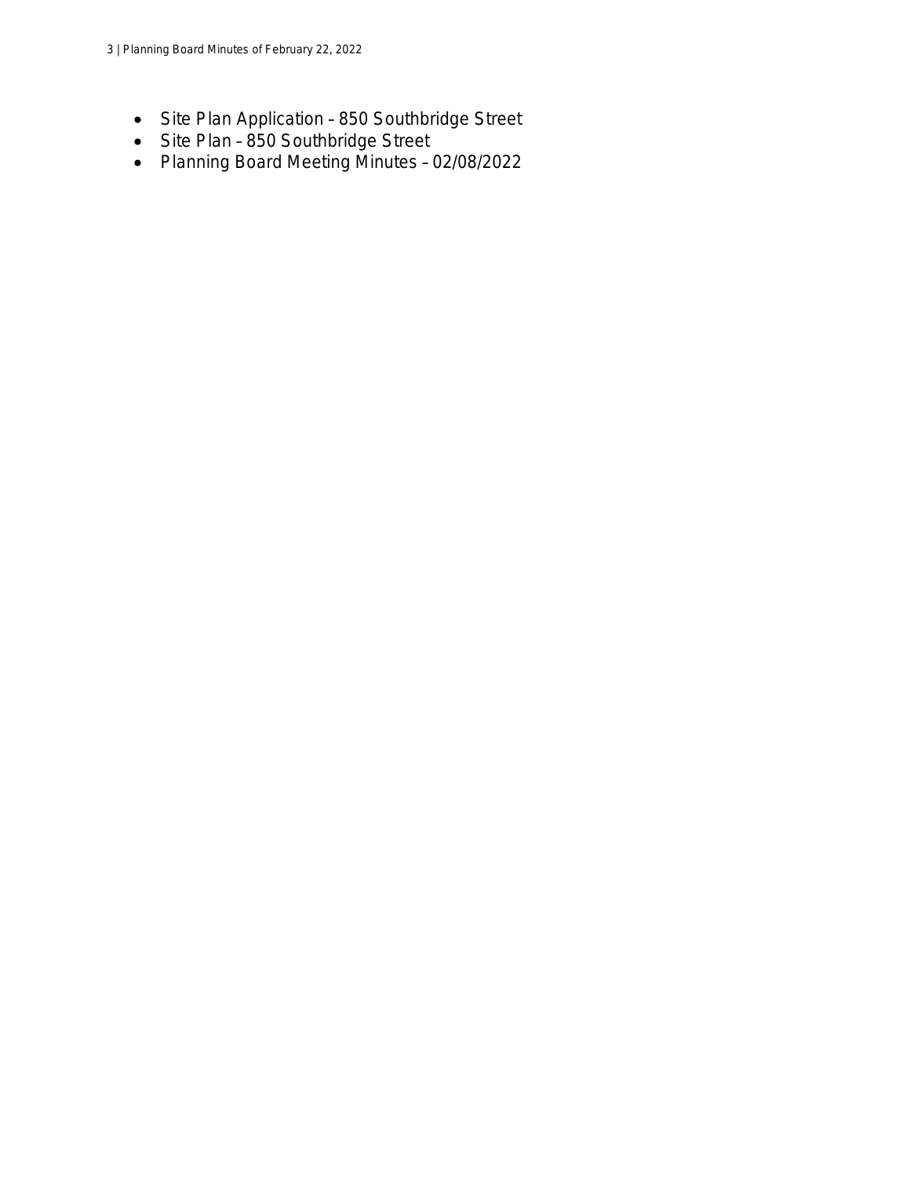- Site Plan Application – 850 Southbridge Street
- Site Plan – 850 Southbridge Street
- Planning Board Meeting Minutes – 02/08/2022